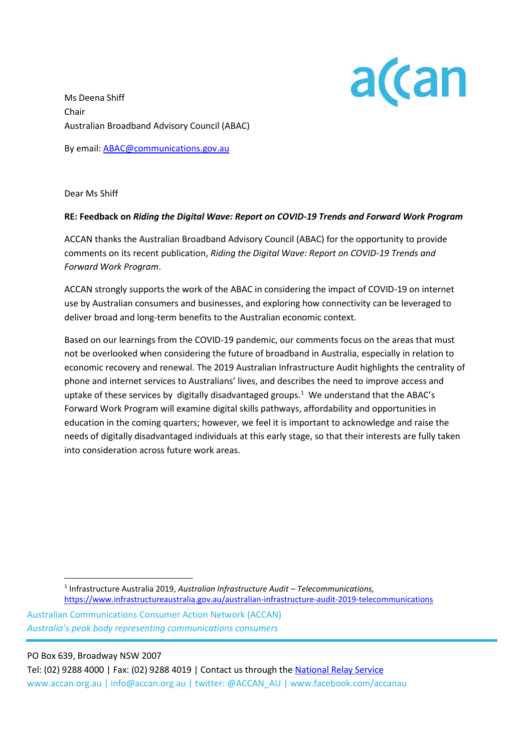Ms Deena Shiff
Chair
Australian Broadband Advisory Council (ABAC)

By email: [ABAC@communications.gov.au](mailto:ABAC@communications.gov.au)

Dear Ms Shiff

**RE: Feedback on *Riding the Digital Wave: Report on COVID-19 Trends and Forward Work Program***

ACCAN thanks the Australian Broadband Advisory Council (ABAC) for the opportunity to provide comments on its recent publication, *Riding the Digital Wave: Report on COVID-19 Trends and Forward Work Program*.

ACCAN strongly supports the work of the ABAC in considering the impact of COVID-19 on internet use by Australian consumers and businesses, and exploring how connectivity can be leveraged to deliver broad and long-term benefits to the Australian economic context.

Based on our learnings from the COVID-19 pandemic, our comments focus on the areas that must not be overlooked when considering the future of broadband in Australia, especially in relation to economic recovery and renewal. The 2019 Australian Infrastructure Audit highlights the centrality of phone and internet services to Australians' lives, and describes the need to improve access and uptake of these services by digitally disadvantaged groups.[1] We understand that the ABAC's Forward Work Program will examine digital skills pathways, affordability and opportunities in education in the coming quarters; however, we feel it is important to acknowledge and raise the needs of digitally disadvantaged individuals at this early stage, so that their interests are fully taken into consideration across future work areas.

---

[1] Infrastructure Australia 2019, *Australian Infrastructure Audit – Telecommunications,* https://www.infrastructureaustralia.gov.au/australian-infrastructure-audit-2019-telecommunications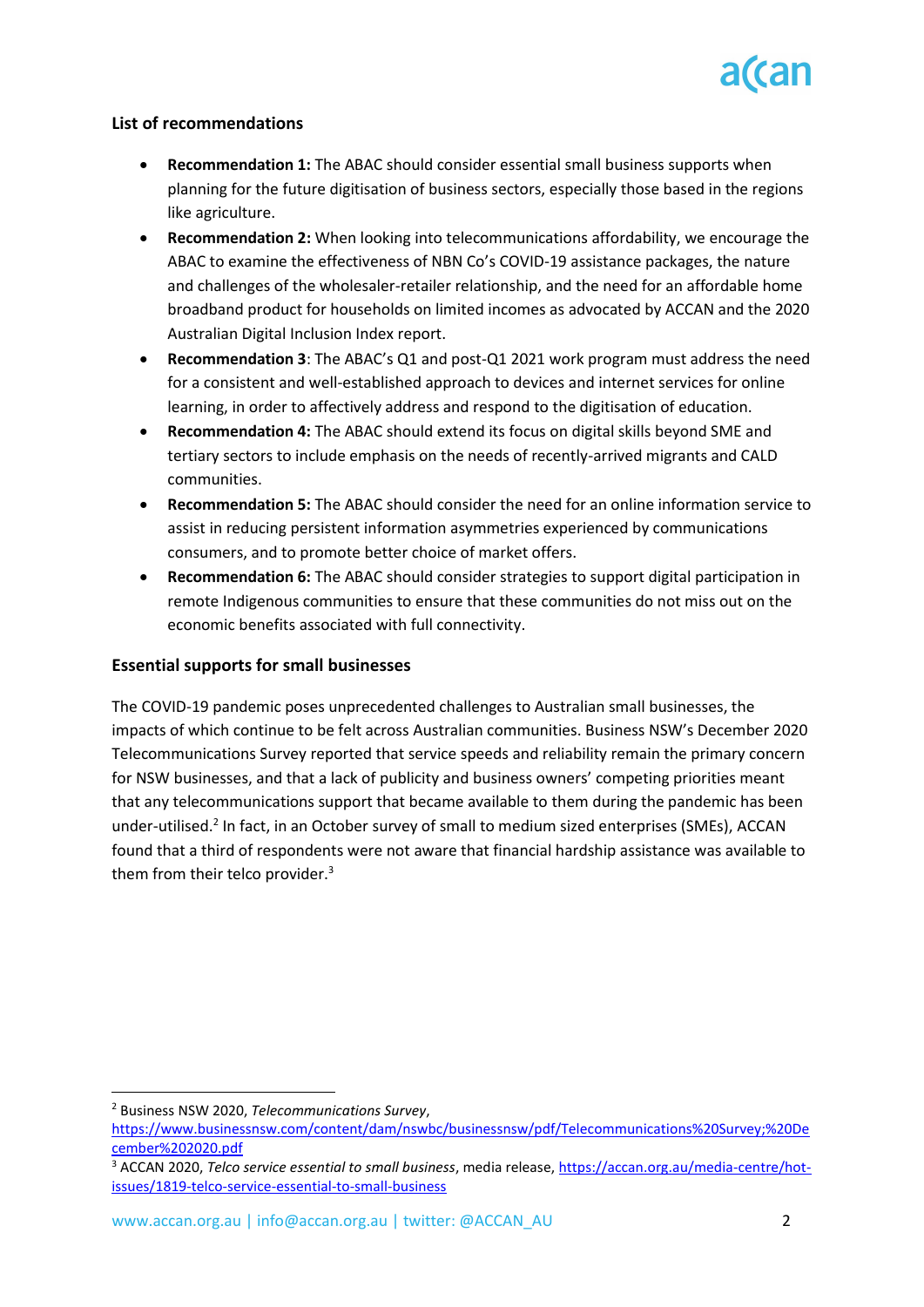### List of recommendations

- **Recommendation 1:** The ABAC should consider essential small business supports when planning for the future digitisation of business sectors, especially those based in the regions like agriculture.
- **Recommendation 2:** When looking into telecommunications affordability, we encourage the ABAC to examine the effectiveness of NBN Co's COVID-19 assistance packages, the nature and challenges of the wholesaler-retailer relationship, and the need for an affordable home broadband product for households on limited incomes as advocated by ACCAN and the 2020 Australian Digital Inclusion Index report.
- **Recommendation 3**: The ABAC's Q1 and post-Q1 2021 work program must address the need for a consistent and well-established approach to devices and internet services for online learning, in order to affectively address and respond to the digitisation of education.
- **Recommendation 4:** The ABAC should extend its focus on digital skills beyond SME and tertiary sectors to include emphasis on the needs of recently-arrived migrants and CALD communities.
- **Recommendation 5:** The ABAC should consider the need for an online information service to assist in reducing persistent information asymmetries experienced by communications consumers, and to promote better choice of market offers.
- **Recommendation 6:** The ABAC should consider strategies to support digital participation in remote Indigenous communities to ensure that these communities do not miss out on the economic benefits associated with full connectivity.

### Essential supports for small businesses

The COVID-19 pandemic poses unprecedented challenges to Australian small businesses, the impacts of which continue to be felt across Australian communities. Business NSW's December 2020 Telecommunications Survey reported that service speeds and reliability remain the primary concern for NSW businesses, and that a lack of publicity and business owners' competing priorities meant that any telecommunications support that became available to them during the pandemic has been under-utilised.[2] In fact, in an October survey of small to medium sized enterprises (SMEs), ACCAN found that a third of respondents were not aware that financial hardship assistance was available to them from their telco provider.[3]

---

[2] Business NSW 2020, *Telecommunications Survey*, https://www.businessnsw.com/content/dam/nswbc/businessnsw/pdf/Telecommunications%20Survey;%20December%202020.pdf

[3] ACCAN 2020, *Telco service essential to small business*, media release, https://accan.org.au/media-centre/hot-issues/1819-telco-service-essential-to-small-business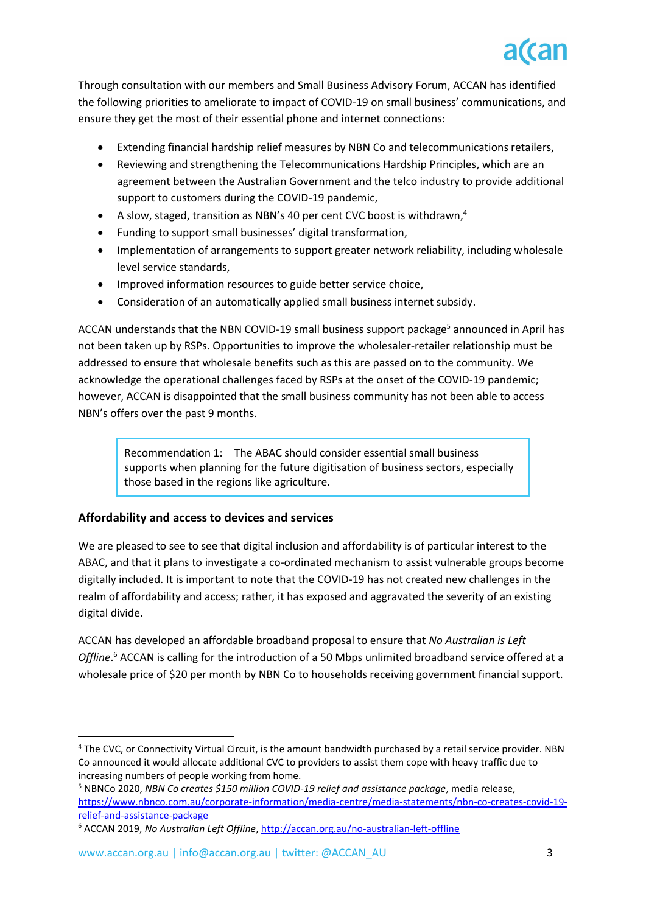Through consultation with our members and Small Business Advisory Forum, ACCAN has identified the following priorities to ameliorate to impact of COVID-19 on small business' communications, and ensure they get the most of their essential phone and internet connections:

- Extending financial hardship relief measures by NBN Co and telecommunications retailers,
- Reviewing and strengthening the Telecommunications Hardship Principles, which are an agreement between the Australian Government and the telco industry to provide additional support to customers during the COVID-19 pandemic,
- A slow, staged, transition as NBN's 40 per cent CVC boost is withdrawn,[4]
- Funding to support small businesses' digital transformation,
- Implementation of arrangements to support greater network reliability, including wholesale level service standards,
- Improved information resources to guide better service choice,
- Consideration of an automatically applied small business internet subsidy.

ACCAN understands that the NBN COVID-19 small business support package[5] announced in April has not been taken up by RSPs. Opportunities to improve the wholesaler-retailer relationship must be addressed to ensure that wholesale benefits such as this are passed on to the community. We acknowledge the operational challenges faced by RSPs at the onset of the COVID-19 pandemic; however, ACCAN is disappointed that the small business community has not been able to access NBN's offers over the past 9 months.

> Recommendation 1: The ABAC should consider essential small business supports when planning for the future digitisation of business sectors, especially those based in the regions like agriculture.

### Affordability and access to devices and services

We are pleased to see to see that digital inclusion and affordability is of particular interest to the ABAC, and that it plans to investigate a co-ordinated mechanism to assist vulnerable groups become digitally included. It is important to note that the COVID-19 has not created new challenges in the realm of affordability and access; rather, it has exposed and aggravated the severity of an existing digital divide.

ACCAN has developed an affordable broadband proposal to ensure that *No Australian is Left Offline*.[6] ACCAN is calling for the introduction of a 50 Mbps unlimited broadband service offered at a wholesale price of $20 per month by NBN Co to households receiving government financial support.

---

[4] The CVC, or Connectivity Virtual Circuit, is the amount bandwidth purchased by a retail service provider. NBN Co announced it would allocate additional CVC to providers to assist them cope with heavy traffic due to increasing numbers of people working from home.

[5] NBNCo 2020, *NBN Co creates $150 million COVID-19 relief and assistance package*, media release, https://www.nbnco.com.au/corporate-information/media-centre/media-statements/nbn-co-creates-covid-19-relief-and-assistance-package

[6] ACCAN 2019, *No Australian Left Offline*, http://accan.org.au/no-australian-left-offline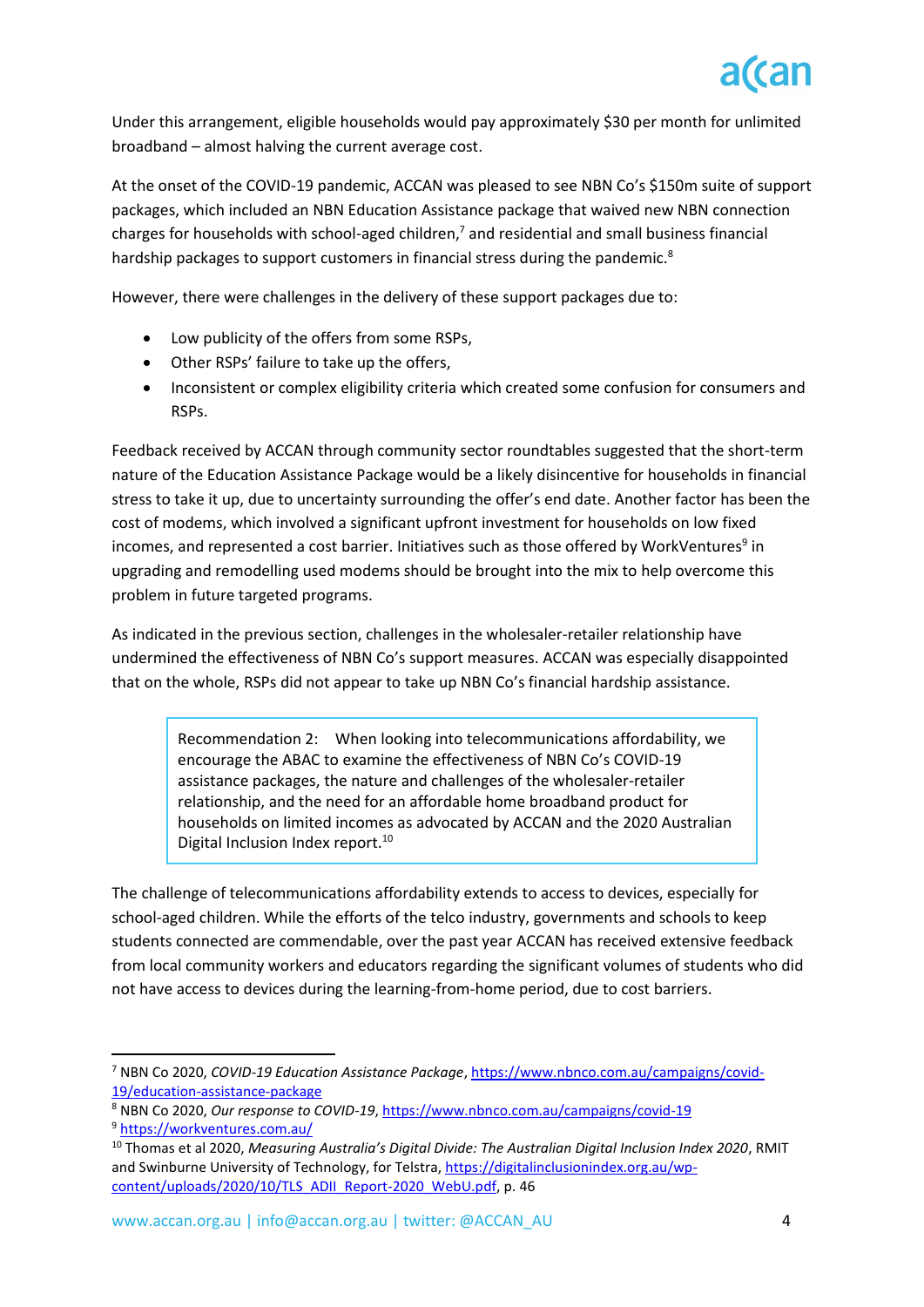Under this arrangement, eligible households would pay approximately $30 per month for unlimited broadband – almost halving the current average cost.

At the onset of the COVID-19 pandemic, ACCAN was pleased to see NBN Co's $150m suite of support packages, which included an NBN Education Assistance package that waived new NBN connection charges for households with school-aged children,[7] and residential and small business financial hardship packages to support customers in financial stress during the pandemic.[8]

However, there were challenges in the delivery of these support packages due to:

- Low publicity of the offers from some RSPs,
- Other RSPs' failure to take up the offers,
- Inconsistent or complex eligibility criteria which created some confusion for consumers and RSPs.

Feedback received by ACCAN through community sector roundtables suggested that the short-term nature of the Education Assistance Package would be a likely disincentive for households in financial stress to take it up, due to uncertainty surrounding the offer's end date. Another factor has been the cost of modems, which involved a significant upfront investment for households on low fixed incomes, and represented a cost barrier. Initiatives such as those offered by WorkVentures[9] in upgrading and remodelling used modems should be brought into the mix to help overcome this problem in future targeted programs.

As indicated in the previous section, challenges in the wholesaler-retailer relationship have undermined the effectiveness of NBN Co's support measures. ACCAN was especially disappointed that on the whole, RSPs did not appear to take up NBN Co's financial hardship assistance.

> Recommendation 2: When looking into telecommunications affordability, we encourage the ABAC to examine the effectiveness of NBN Co's COVID-19 assistance packages, the nature and challenges of the wholesaler-retailer relationship, and the need for an affordable home broadband product for households on limited incomes as advocated by ACCAN and the 2020 Australian Digital Inclusion Index report.[10]

The challenge of telecommunications affordability extends to access to devices, especially for school-aged children. While the efforts of the telco industry, governments and schools to keep students connected are commendable, over the past year ACCAN has received extensive feedback from local community workers and educators regarding the significant volumes of students who did not have access to devices during the learning-from-home period, due to cost barriers.

---

[7] NBN Co 2020, *COVID-19 Education Assistance Package*, https://www.nbnco.com.au/campaigns/covid-19/education-assistance-package

[8] NBN Co 2020, *Our response to COVID-19*, https://www.nbnco.com.au/campaigns/covid-19

[9] https://workventures.com.au/

[10] Thomas et al 2020, *Measuring Australia's Digital Divide: The Australian Digital Inclusion Index 2020*, RMIT and Swinburne University of Technology, for Telstra, https://digitalinclusionindex.org.au/wp-content/uploads/2020/10/TLS_ADII_Report-2020_WebU.pdf, p. 46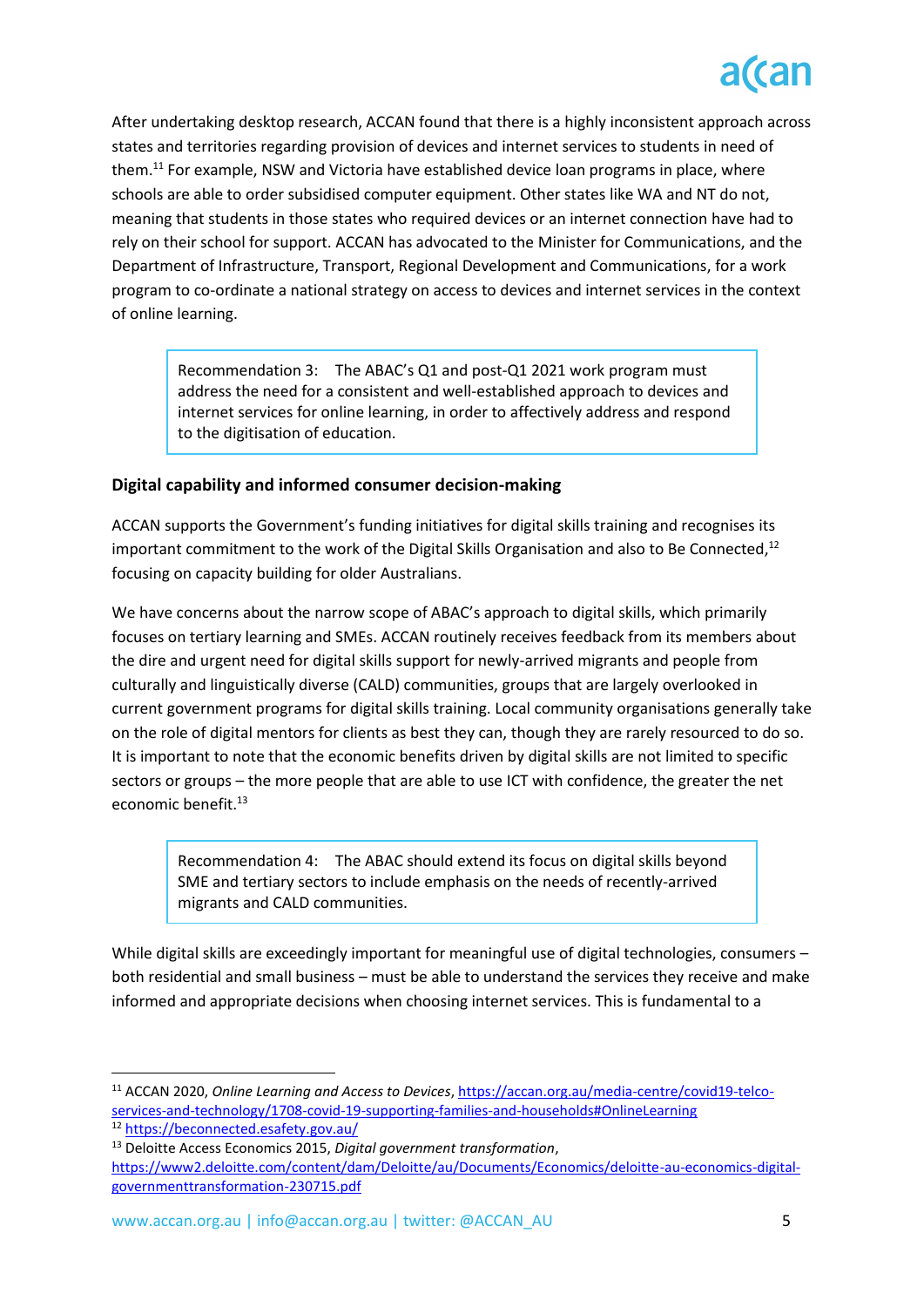After undertaking desktop research, ACCAN found that there is a highly inconsistent approach across states and territories regarding provision of devices and internet services to students in need of them.[11] For example, NSW and Victoria have established device loan programs in place, where schools are able to order subsidised computer equipment. Other states like WA and NT do not, meaning that students in those states who required devices or an internet connection have had to rely on their school for support. ACCAN has advocated to the Minister for Communications, and the Department of Infrastructure, Transport, Regional Development and Communications, for a work program to co-ordinate a national strategy on access to devices and internet services in the context of online learning.

> Recommendation 3: The ABAC's Q1 and post-Q1 2021 work program must address the need for a consistent and well-established approach to devices and internet services for online learning, in order to affectively address and respond to the digitisation of education.

### Digital capability and informed consumer decision-making

ACCAN supports the Government's funding initiatives for digital skills training and recognises its important commitment to the work of the Digital Skills Organisation and also to Be Connected,[12] focusing on capacity building for older Australians.

We have concerns about the narrow scope of ABAC's approach to digital skills, which primarily focuses on tertiary learning and SMEs. ACCAN routinely receives feedback from its members about the dire and urgent need for digital skills support for newly-arrived migrants and people from culturally and linguistically diverse (CALD) communities, groups that are largely overlooked in current government programs for digital skills training. Local community organisations generally take on the role of digital mentors for clients as best they can, though they are rarely resourced to do so. It is important to note that the economic benefits driven by digital skills are not limited to specific sectors or groups – the more people that are able to use ICT with confidence, the greater the net economic benefit.[13]

> Recommendation 4: The ABAC should extend its focus on digital skills beyond SME and tertiary sectors to include emphasis on the needs of recently-arrived migrants and CALD communities.

While digital skills are exceedingly important for meaningful use of digital technologies, consumers – both residential and small business – must be able to understand the services they receive and make informed and appropriate decisions when choosing internet services. This is fundamental to a

---

[11] ACCAN 2020, *Online Learning and Access to Devices*, https://accan.org.au/media-centre/covid19-telco-services-and-technology/1708-covid-19-supporting-families-and-households#OnlineLearning

[12] https://beconnected.esafety.gov.au/

[13] Deloitte Access Economics 2015, *Digital government transformation*, https://www2.deloitte.com/content/dam/Deloitte/au/Documents/Economics/deloitte-au-economics-digital-governmenttransformation-230715.pdf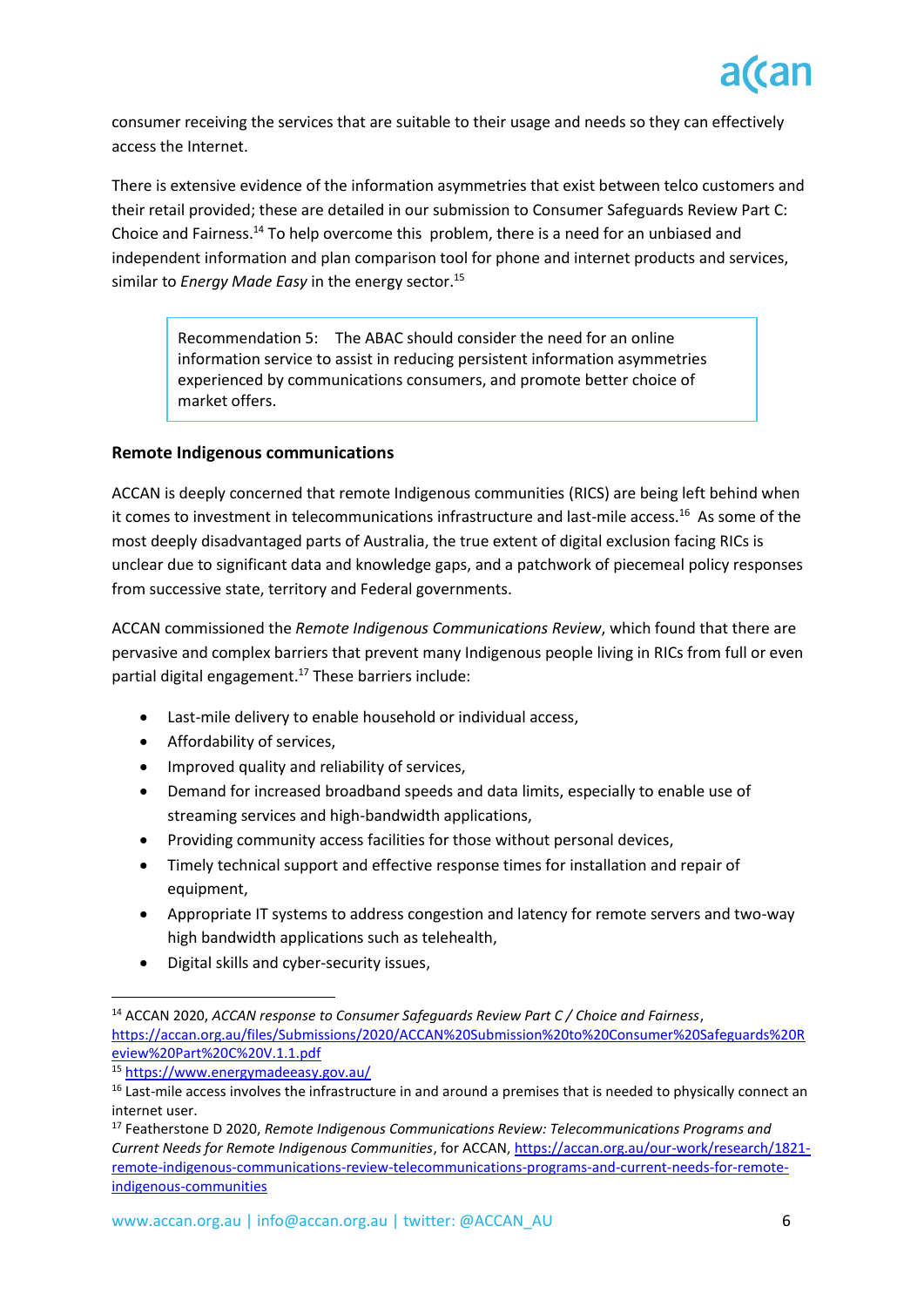consumer receiving the services that are suitable to their usage and needs so they can effectively access the Internet.

There is extensive evidence of the information asymmetries that exist between telco customers and their retail provided; these are detailed in our submission to Consumer Safeguards Review Part C: Choice and Fairness.[14] To help overcome this problem, there is a need for an unbiased and independent information and plan comparison tool for phone and internet products and services, similar to *Energy Made Easy* in the energy sector.[15]

> Recommendation 5: The ABAC should consider the need for an online information service to assist in reducing persistent information asymmetries experienced by communications consumers, and promote better choice of market offers.

### Remote Indigenous communications

ACCAN is deeply concerned that remote Indigenous communities (RICS) are being left behind when it comes to investment in telecommunications infrastructure and last-mile access.[16] As some of the most deeply disadvantaged parts of Australia, the true extent of digital exclusion facing RICs is unclear due to significant data and knowledge gaps, and a patchwork of piecemeal policy responses from successive state, territory and Federal governments.

ACCAN commissioned the *Remote Indigenous Communications Review*, which found that there are pervasive and complex barriers that prevent many Indigenous people living in RICs from full or even partial digital engagement.[17] These barriers include:

- Last-mile delivery to enable household or individual access,
- Affordability of services,
- Improved quality and reliability of services,
- Demand for increased broadband speeds and data limits, especially to enable use of streaming services and high-bandwidth applications,
- Providing community access facilities for those without personal devices,
- Timely technical support and effective response times for installation and repair of equipment,
- Appropriate IT systems to address congestion and latency for remote servers and two-way high bandwidth applications such as telehealth,
- Digital skills and cyber-security issues,

---

[14] ACCAN 2020, *ACCAN response to Consumer Safeguards Review Part C / Choice and Fairness*, https://accan.org.au/files/Submissions/2020/ACCAN%20Submission%20to%20Consumer%20Safeguards%20Review%20Part%20C%20V.1.1.pdf

[15] https://www.energymadeeasy.gov.au/

[16] Last-mile access involves the infrastructure in and around a premises that is needed to physically connect an internet user.

[17] Featherstone D 2020, *Remote Indigenous Communications Review: Telecommunications Programs and Current Needs for Remote Indigenous Communities*, for ACCAN, https://accan.org.au/our-work/research/1821-remote-indigenous-communications-review-telecommunications-programs-and-current-needs-for-remote-indigenous-communities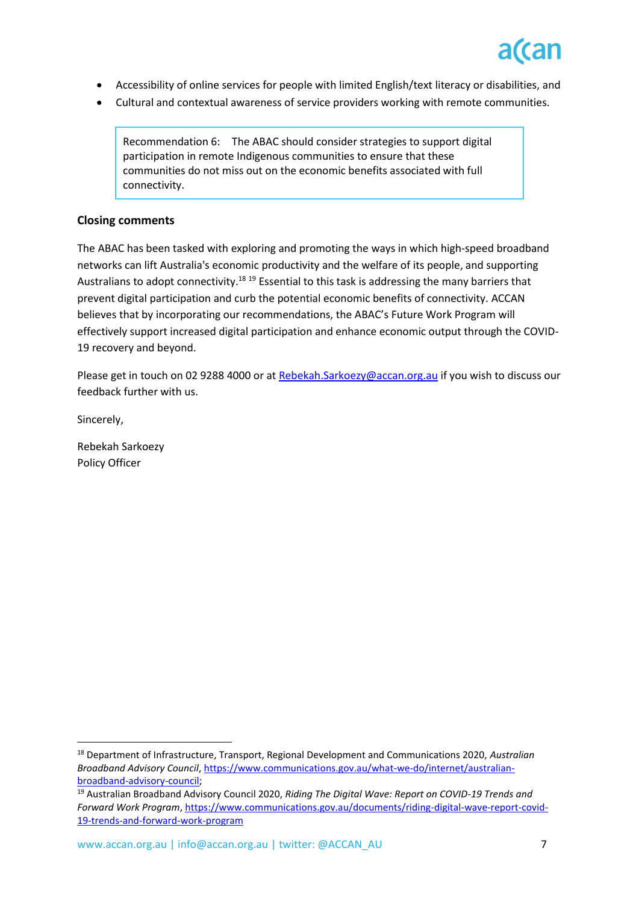- Accessibility of online services for people with limited English/text literacy or disabilities, and
- Cultural and contextual awareness of service providers working with remote communities.

> Recommendation 6: The ABAC should consider strategies to support digital participation in remote Indigenous communities to ensure that these communities do not miss out on the economic benefits associated with full connectivity.

**Closing comments**

The ABAC has been tasked with exploring and promoting the ways in which high-speed broadband networks can lift Australia's economic productivity and the welfare of its people, and supporting Australians to adopt connectivity.[18] [19] Essential to this task is addressing the many barriers that prevent digital participation and curb the potential economic benefits of connectivity. ACCAN believes that by incorporating our recommendations, the ABAC's Future Work Program will effectively support increased digital participation and enhance economic output through the COVID-19 recovery and beyond.

Please get in touch on 02 9288 4000 or at Rebekah.Sarkoezy@accan.org.au if you wish to discuss our feedback further with us.

Sincerely,

Rebekah Sarkoezy
Policy Officer

---

[18] Department of Infrastructure, Transport, Regional Development and Communications 2020, *Australian Broadband Advisory Council*, https://www.communications.gov.au/what-we-do/internet/australian-broadband-advisory-council;

[19] Australian Broadband Advisory Council 2020, *Riding The Digital Wave: Report on COVID-19 Trends and Forward Work Program*, https://www.communications.gov.au/documents/riding-digital-wave-report-covid-19-trends-and-forward-work-program